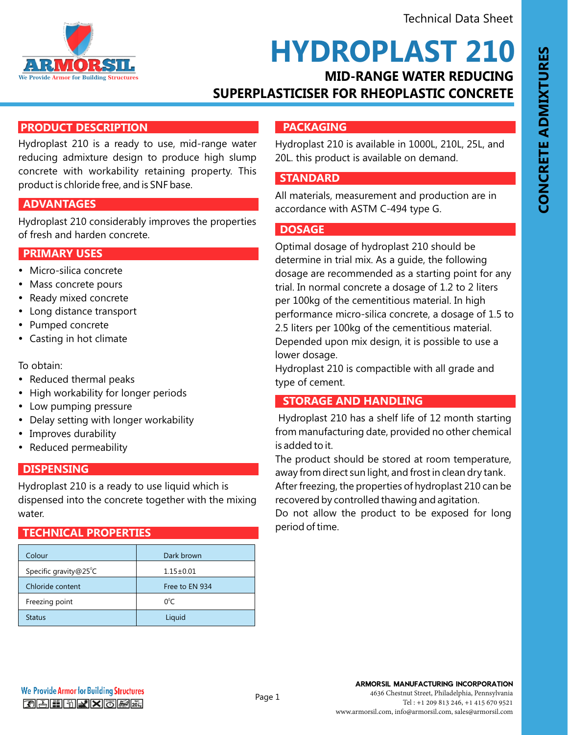Technical Data Sheet

# HYDROPLAST 210

## MID-RANGE WATER REDUCING SUPERPLASTICISER FOR RHEOPLASTIC CONCRETE

CONCRETE ADMIXTURES

## PRODUCT DESCRIPTION

Hydroplast 210 is a ready to use, mid-range water reducing admixture design to produce high slump concrete with workability retaining property. This product is chloride free, and is SNF base.

## ADVANTAGES

Hydroplast 210 considerably improves the properties of fresh and harden concrete.

## PRIMARY USES

- Micro-silica concrete
- Mass concrete pours
- Ready mixed concrete
- Long distance transport
- Pumped concrete
- Casting in hot climate

To obtain:

- Reduced thermal peaks
- High workability for longer periods
- Low pumping pressure
- Delay setting with longer workability
- Improves durability
- Reduced permeability

## DISPENSING

Hydroplast 210 is a ready to use liquid which is dispensed into the concrete together with the mixing water.

## TECHNICAL PROPERTIES

| Colour | Dark brown |
|---|---|
| Specific gravity@25°C | 1.15±0.01 |
| Chloride content | Free to EN 934 |
| Freezing point | 0°C |
| Status | Liquid |

## PACKAGING

Hydroplast 210 is available in 1000L, 210L, 25L, and 20L. this product is available on demand.

## STANDARD

All materials, measurement and production are in accordance with ASTM C-494 type G.

## DOSAGE

Optimal dosage of hydroplast 210 should be determine in trial mix. As a guide, the following dosage are recommended as a starting point for any trial. In normal concrete a dosage of 1.2 to 2 liters per 100kg of the cementitious material. In high performance micro-silica concrete, a dosage of 1.5 to 2.5 liters per 100kg of the cementitious material. Depended upon mix design, it is possible to use a lower dosage.
Hydroplast 210 is compactible with all grade and type of cement.

## STORAGE AND HANDLING

Hydroplast 210 has a shelf life of 12 month starting from manufacturing date, provided no other chemical is added to it.
The product should be stored at room temperature, away from direct sun light, and frost in clean dry tank.
After freezing, the properties of hydroplast 210 can be recovered by controlled thawing and agitation.
Do not allow the product to be exposed for long period of time.

We Provide Armor for Building Structures

**ARMORSIL MANUFACTURING INCORPORATION**
4636 Chestnut Street, Philadelphia, Pennsylvania
Tel : +1 209 813 246, +1 415 670 9521
www.armorsil.com, info@armorsil.com, sales@armorsil.com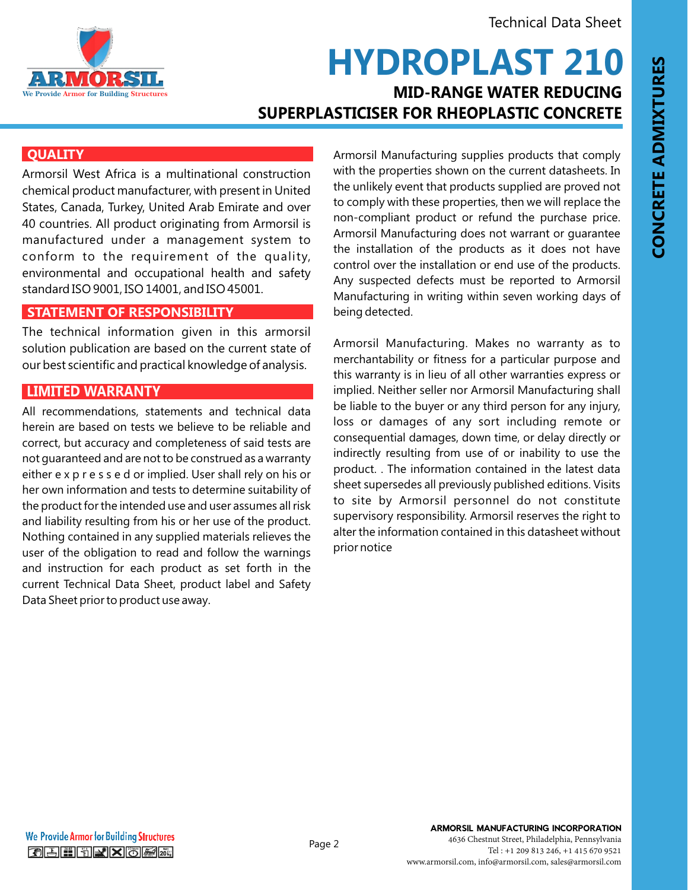## QUALITY

Armorsil West Africa is a multinational construction chemical product manufacturer, with present in United States, Canada, Turkey, United Arab Emirate and over 40 countries. All product originating from Armorsil is manufactured under a management system to conform to the requirement of the quality, environmental and occupational health and safety standard ISO 9001, ISO 14001, and ISO 45001.

## STATEMENT OF RESPONSIBILITY

The technical information given in this armorsil solution publication are based on the current state of our best scientific and practical knowledge of analysis.

## LIMITED WARRANTY

All recommendations, statements and technical data herein are based on tests we believe to be reliable and correct, but accuracy and completeness of said tests are not guaranteed and are not to be construed as a warranty either e x p r e s s e d or implied. User shall rely on his or her own information and tests to determine suitability of the product for the intended use and user assumes all risk and liability resulting from his or her use of the product. Nothing contained in any supplied materials relieves the user of the obligation to read and follow the warnings and instruction for each product as set forth in the current Technical Data Sheet, product label and Safety Data Sheet prior to product use away.

Armorsil Manufacturing supplies products that comply with the properties shown on the current datasheets. In the unlikely event that products supplied are proved not to comply with these properties, then we will replace the non-compliant product or refund the purchase price. Armorsil Manufacturing does not warrant or guarantee the installation of the products as it does not have control over the installation or end use of the products. Any suspected defects must be reported to Armorsil Manufacturing in writing within seven working days of being detected.

Armorsil Manufacturing. Makes no warranty as to merchantability or fitness for a particular purpose and this warranty is in lieu of all other warranties express or implied. Neither seller nor Armorsil Manufacturing shall be liable to the buyer or any third person for any injury, loss or damages of any sort including remote or consequential damages, down time, or delay directly or indirectly resulting from use of or inability to use the product. . The information contained in the latest data sheet supersedes all previously published editions. Visits to site by Armorsil personnel do not constitute supervisory responsibility. Armorsil reserves the right to alter the information contained in this datasheet without prior notice